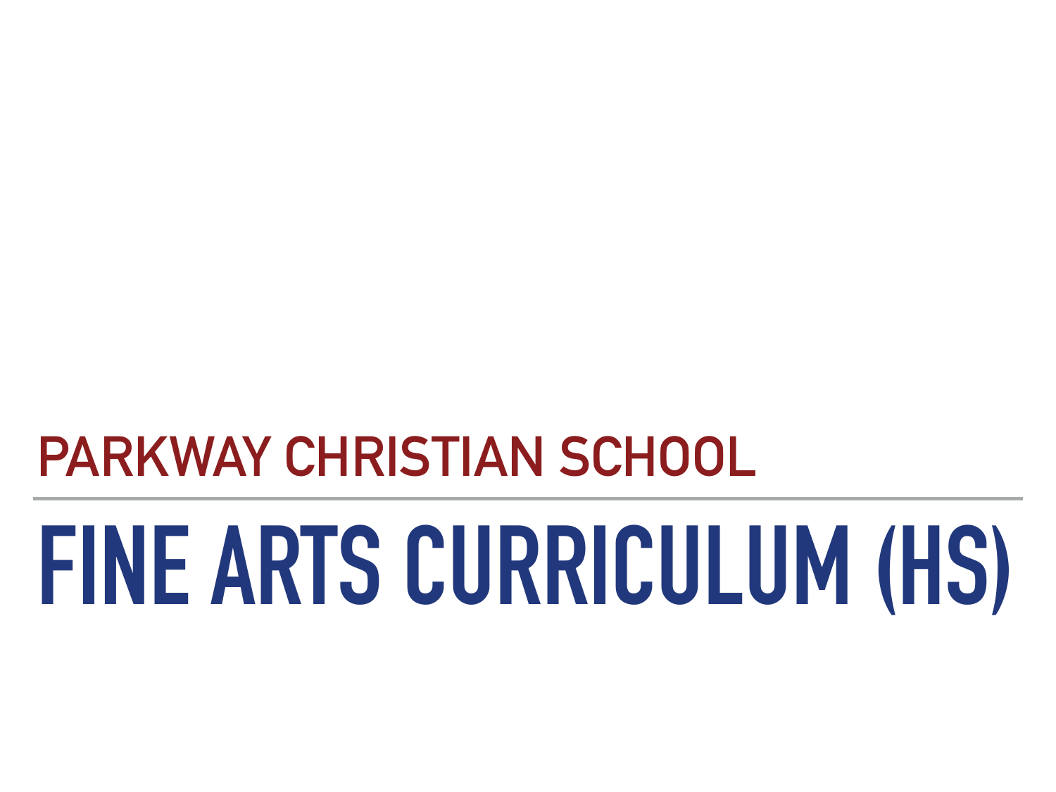## PARKWAY CHRISTIAN SCHOOL

# FINE ARTS CURRICULUM (HS)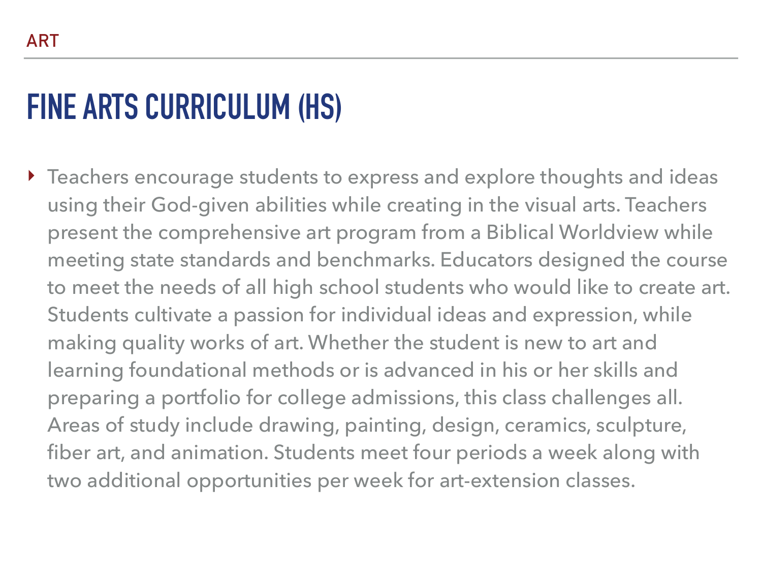ART

# FINE ARTS CURRICULUM (HS)

- Teachers encourage students to express and explore thoughts and ideas using their God-given abilities while creating in the visual arts. Teachers present the comprehensive art program from a Biblical Worldview while meeting state standards and benchmarks. Educators designed the course to meet the needs of all high school students who would like to create art. Students cultivate a passion for individual ideas and expression, while making quality works of art. Whether the student is new to art and learning foundational methods or is advanced in his or her skills and preparing a portfolio for college admissions, this class challenges all. Areas of study include drawing, painting, design, ceramics, sculpture, fiber art, and animation. Students meet four periods a week along with two additional opportunities per week for art-extension classes.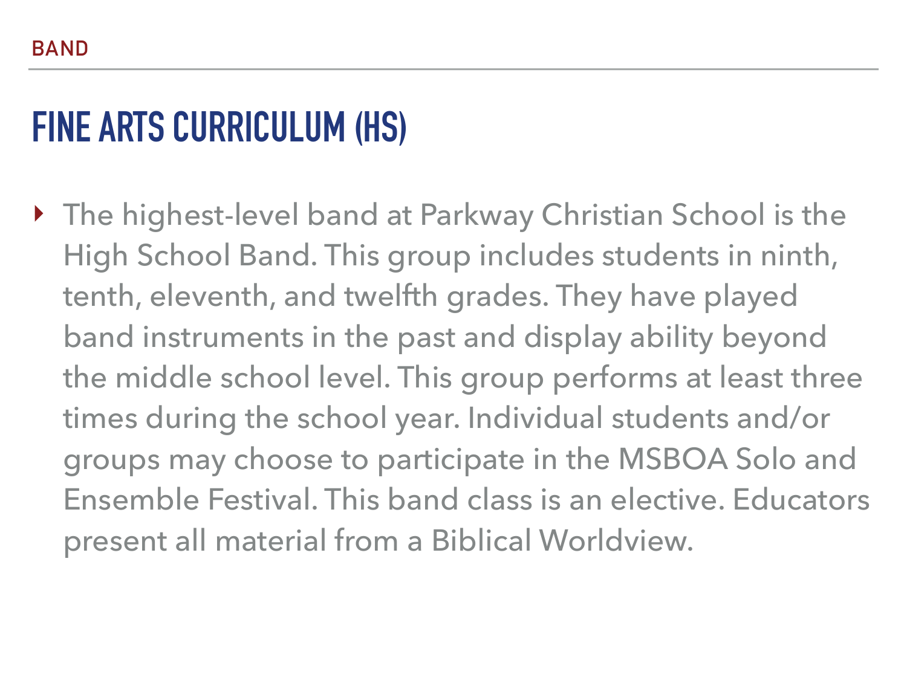BAND

# FINE ARTS CURRICULUM (HS)

- The highest-level band at Parkway Christian School is the High School Band. This group includes students in ninth, tenth, eleventh, and twelfth grades. They have played band instruments in the past and display ability beyond the middle school level. This group performs at least three times during the school year. Individual students and/or groups may choose to participate in the MSBOA Solo and Ensemble Festival. This band class is an elective. Educators present all material from a Biblical Worldview.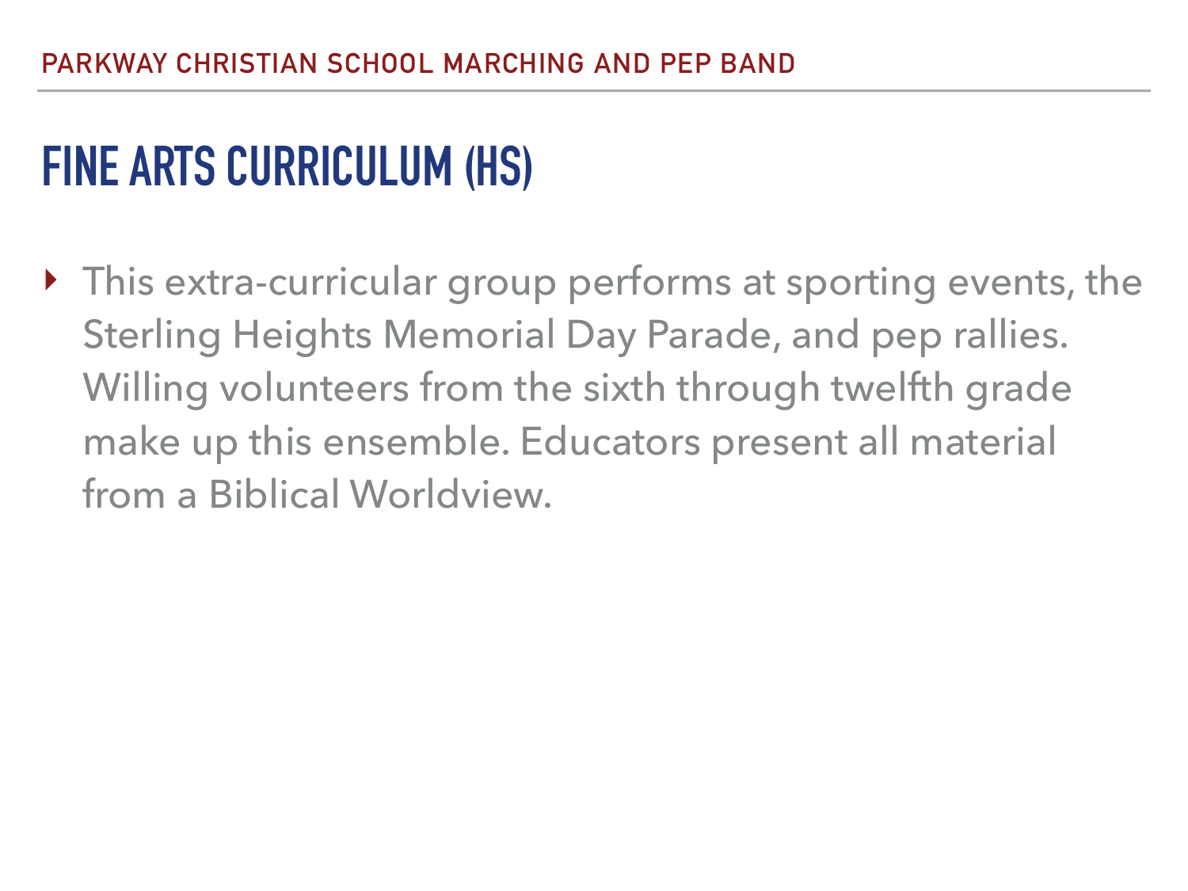PARKWAY CHRISTIAN SCHOOL MARCHING AND PEP BAND

# FINE ARTS CURRICULUM (HS)

- This extra-curricular group performs at sporting events, the Sterling Heights Memorial Day Parade, and pep rallies. Willing volunteers from the sixth through twelfth grade make up this ensemble. Educators present all material from a Biblical Worldview.